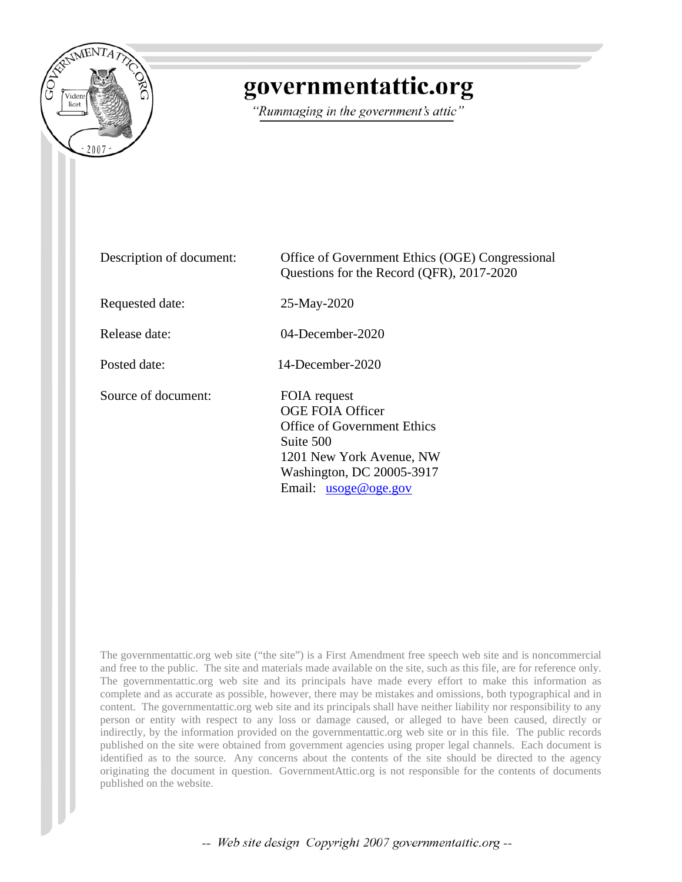# governmentattic.org

*"Rummaging in the government's attic"*

| | |
|---|---|
| Description of document: | Office of Government Ethics (OGE) Congressional Questions for the Record (QFR), 2017-2020 |
| Requested date: | 25-May-2020 |
| Release date: | 04-December-2020 |
| Posted date: | 14-December-2020 |
| Source of document: | FOIA request<br>OGE FOIA Officer<br>Office of Government Ethics<br>Suite 500<br>1201 New York Avenue, NW<br>Washington, DC 20005-3917<br>Email: usoge@oge.gov |

The governmentattic.org web site ("the site") is a First Amendment free speech web site and is noncommercial and free to the public. The site and materials made available on the site, such as this file, are for reference only. The governmentattic.org web site and its principals have made every effort to make this information as complete and as accurate as possible, however, there may be mistakes and omissions, both typographical and in content. The governmentattic.org web site and its principals shall have neither liability nor responsibility to any person or entity with respect to any loss or damage caused, or alleged to have been caused, directly or indirectly, by the information provided on the governmentattic.org web site or in this file. The public records published on the site were obtained from government agencies using proper legal channels. Each document is identified as to the source. Any concerns about the contents of the site should be directed to the agency originating the document in question. GovernmentAttic.org is not responsible for the contents of documents published on the website.

-- Web site design Copyright 2007 governmentattic.org --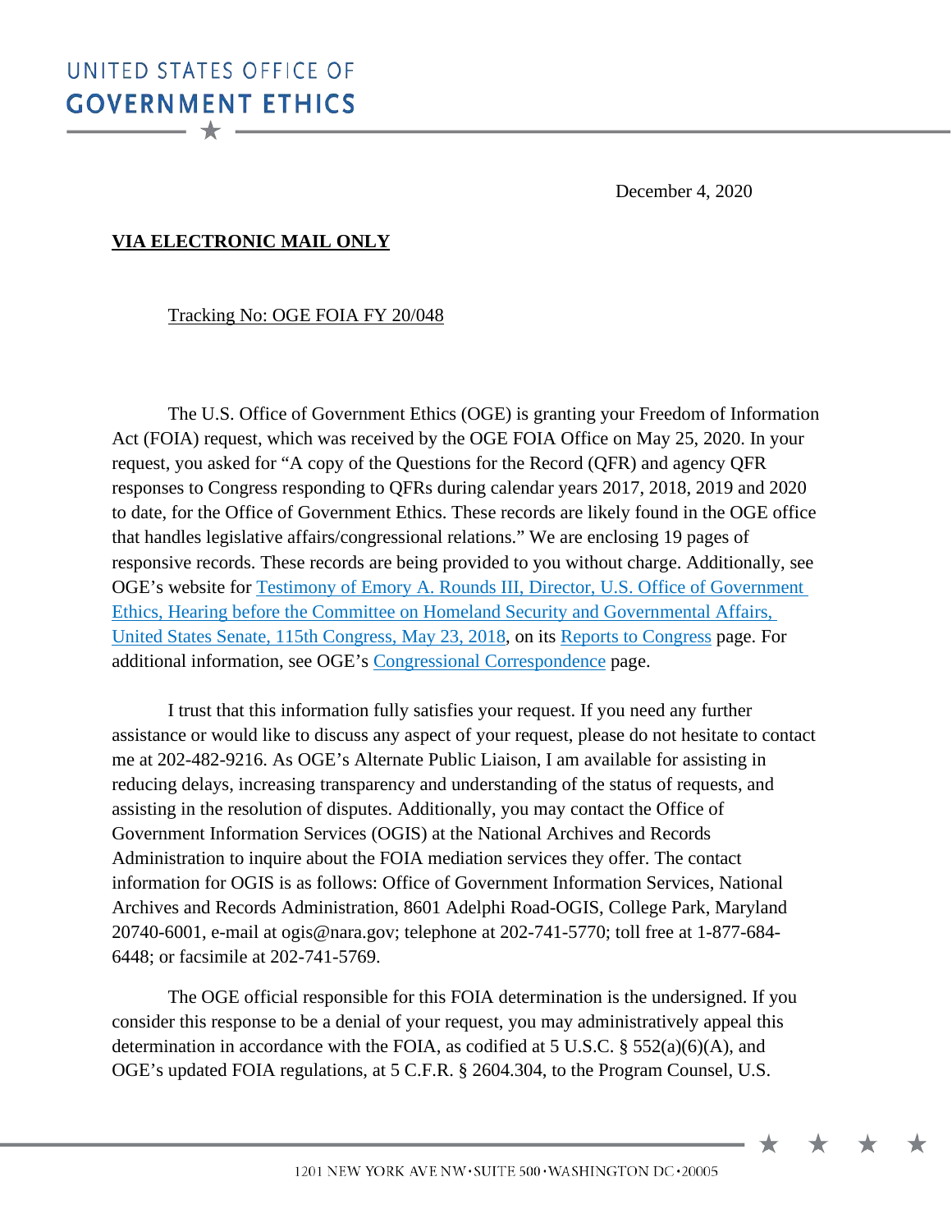UNITED STATES OFFICE OF
**GOVERNMENT ETHICS**

December 4, 2020

**VIA ELECTRONIC MAIL ONLY**

Tracking No: OGE FOIA FY 20/048

The U.S. Office of Government Ethics (OGE) is granting your Freedom of Information Act (FOIA) request, which was received by the OGE FOIA Office on May 25, 2020. In your request, you asked for "A copy of the Questions for the Record (QFR) and agency QFR responses to Congress responding to QFRs during calendar years 2017, 2018, 2019 and 2020 to date, for the Office of Government Ethics. These records are likely found in the OGE office that handles legislative affairs/congressional relations." We are enclosing 19 pages of responsive records. These records are being provided to you without charge. Additionally, see OGE's website for Testimony of Emory A. Rounds III, Director, U.S. Office of Government Ethics, Hearing before the Committee on Homeland Security and Governmental Affairs, United States Senate, 115th Congress, May 23, 2018, on its Reports to Congress page. For additional information, see OGE's Congressional Correspondence page.

I trust that this information fully satisfies your request. If you need any further assistance or would like to discuss any aspect of your request, please do not hesitate to contact me at 202-482-9216. As OGE's Alternate Public Liaison, I am available for assisting in reducing delays, increasing transparency and understanding of the status of requests, and assisting in the resolution of disputes. Additionally, you may contact the Office of Government Information Services (OGIS) at the National Archives and Records Administration to inquire about the FOIA mediation services they offer. The contact information for OGIS is as follows: Office of Government Information Services, National Archives and Records Administration, 8601 Adelphi Road-OGIS, College Park, Maryland 20740-6001, e-mail at ogis@nara.gov; telephone at 202-741-5770; toll free at 1-877-684-6448; or facsimile at 202-741-5769.

The OGE official responsible for this FOIA determination is the undersigned. If you consider this response to be a denial of your request, you may administratively appeal this determination in accordance with the FOIA, as codified at 5 U.S.C. § 552(a)(6)(A), and OGE's updated FOIA regulations, at 5 C.F.R. § 2604.304, to the Program Counsel, U.S.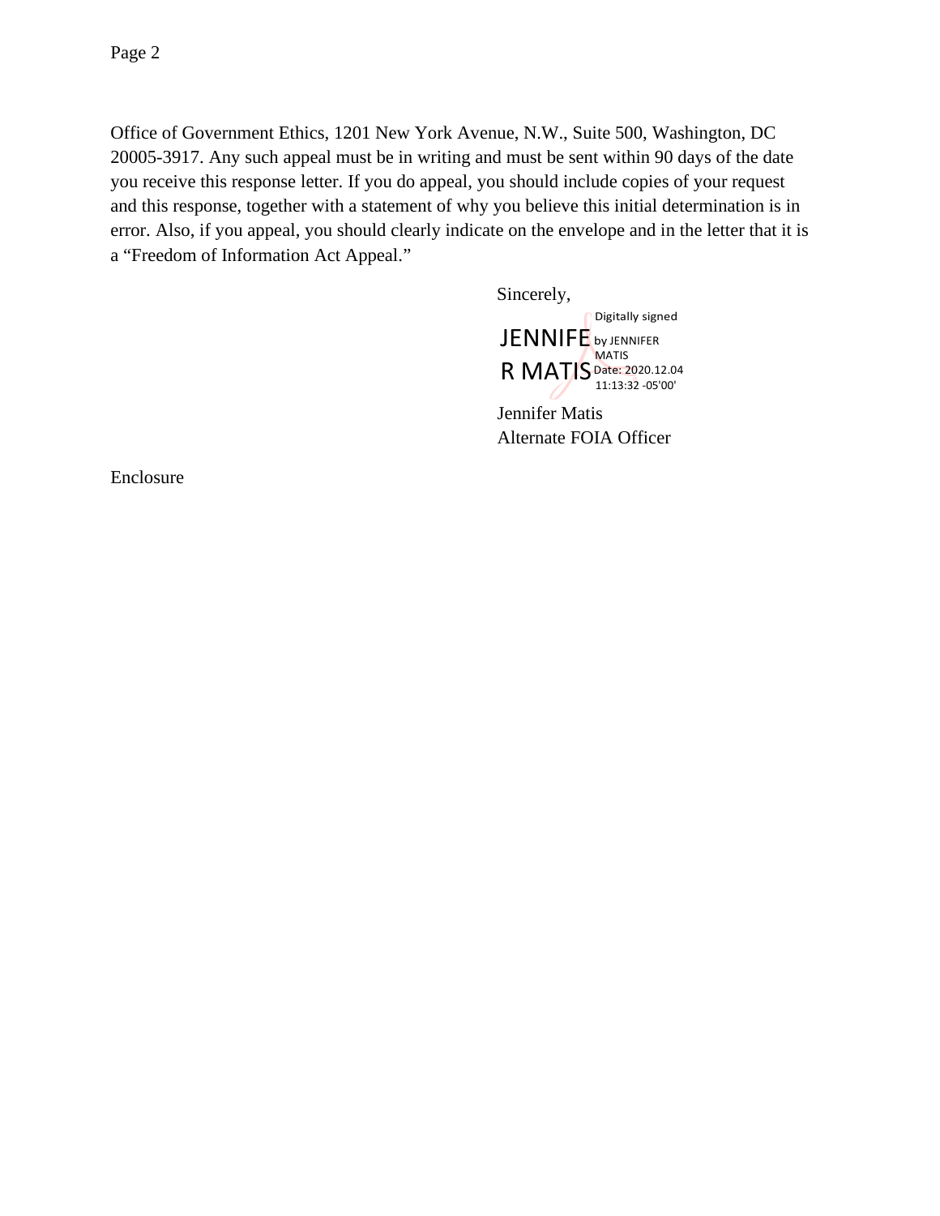Office of Government Ethics, 1201 New York Avenue, N.W., Suite 500, Washington, DC 20005-3917. Any such appeal must be in writing and must be sent within 90 days of the date you receive this response letter. If you do appeal, you should include copies of your request and this response, together with a statement of why you believe this initial determination is in error. Also, if you appeal, you should clearly indicate on the envelope and in the letter that it is a "Freedom of Information Act Appeal."

Sincerely,

JENNIFER MATIS
Digitally signed by JENNIFER MATIS
Date: 2020.12.04 11:13:32 -05'00'

Jennifer Matis
Alternate FOIA Officer

Enclosure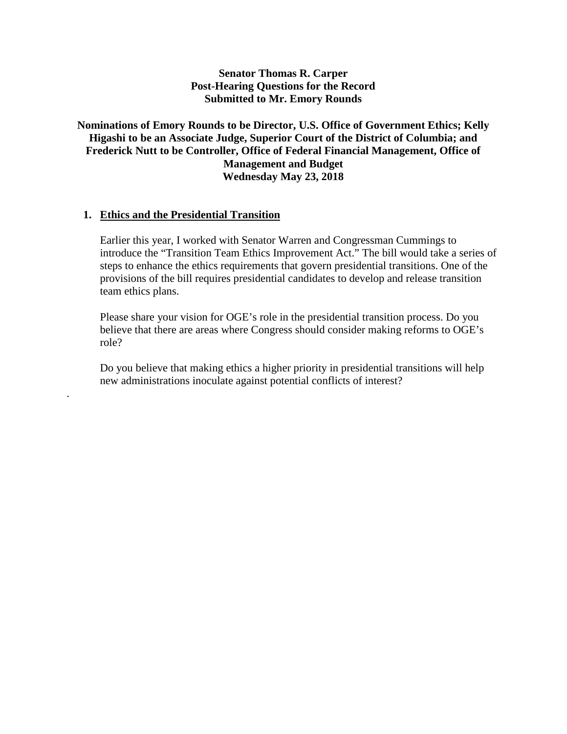**Senator Thomas R. Carper**
**Post-Hearing Questions for the Record**
**Submitted to Mr. Emory Rounds**

**Nominations of Emory Rounds to be Director, U.S. Office of Government Ethics; Kelly Higashi to be an Associate Judge, Superior Court of the District of Columbia; and Frederick Nutt to be Controller, Office of Federal Financial Management, Office of Management and Budget**
**Wednesday May 23, 2018**

1. **Ethics and the Presidential Transition**

   Earlier this year, I worked with Senator Warren and Congressman Cummings to introduce the "Transition Team Ethics Improvement Act." The bill would take a series of steps to enhance the ethics requirements that govern presidential transitions. One of the provisions of the bill requires presidential candidates to develop and release transition team ethics plans.

   Please share your vision for OGE's role in the presidential transition process. Do you believe that there are areas where Congress should consider making reforms to OGE's role?

   Do you believe that making ethics a higher priority in presidential transitions will help new administrations inoculate against potential conflicts of interest?

.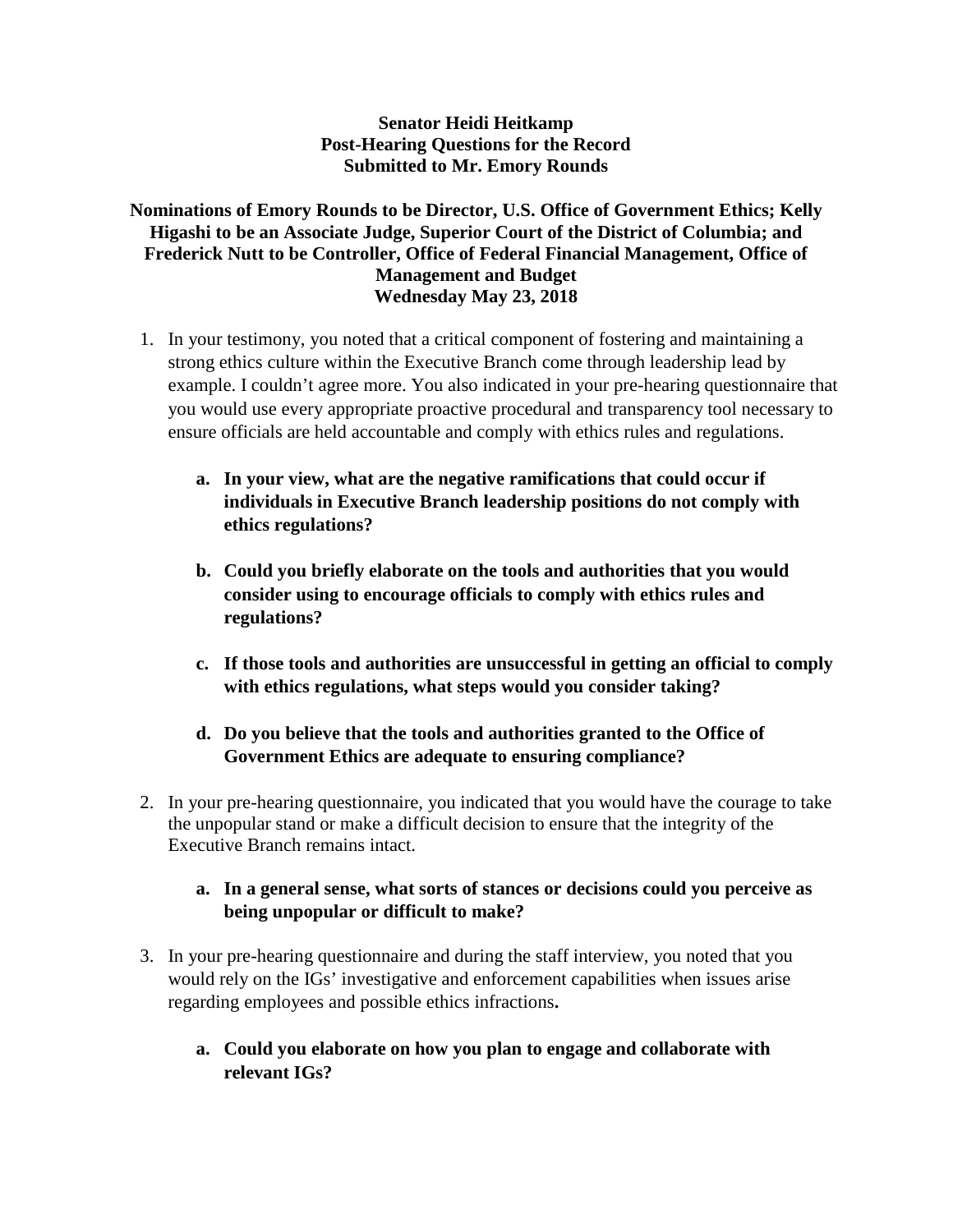**Senator Heidi Heitkamp**
**Post-Hearing Questions for the Record**
**Submitted to Mr. Emory Rounds**

**Nominations of Emory Rounds to be Director, U.S. Office of Government Ethics; Kelly Higashi to be an Associate Judge, Superior Court of the District of Columbia; and Frederick Nutt to be Controller, Office of Federal Financial Management, Office of Management and Budget**
**Wednesday May 23, 2018**

1. In your testimony, you noted that a critical component of fostering and maintaining a strong ethics culture within the Executive Branch come through leadership lead by example. I couldn't agree more. You also indicated in your pre-hearing questionnaire that you would use every appropriate proactive procedural and transparency tool necessary to ensure officials are held accountable and comply with ethics rules and regulations.

   a. **In your view, what are the negative ramifications that could occur if individuals in Executive Branch leadership positions do not comply with ethics regulations?**

   b. **Could you briefly elaborate on the tools and authorities that you would consider using to encourage officials to comply with ethics rules and regulations?**

   c. **If those tools and authorities are unsuccessful in getting an official to comply with ethics regulations, what steps would you consider taking?**

   d. **Do you believe that the tools and authorities granted to the Office of Government Ethics are adequate to ensuring compliance?**

2. In your pre-hearing questionnaire, you indicated that you would have the courage to take the unpopular stand or make a difficult decision to ensure that the integrity of the Executive Branch remains intact.

   a. **In a general sense, what sorts of stances or decisions could you perceive as being unpopular or difficult to make?**

3. In your pre-hearing questionnaire and during the staff interview, you noted that you would rely on the IGs' investigative and enforcement capabilities when issues arise regarding employees and possible ethics infractions**.**

   a. **Could you elaborate on how you plan to engage and collaborate with relevant IGs?**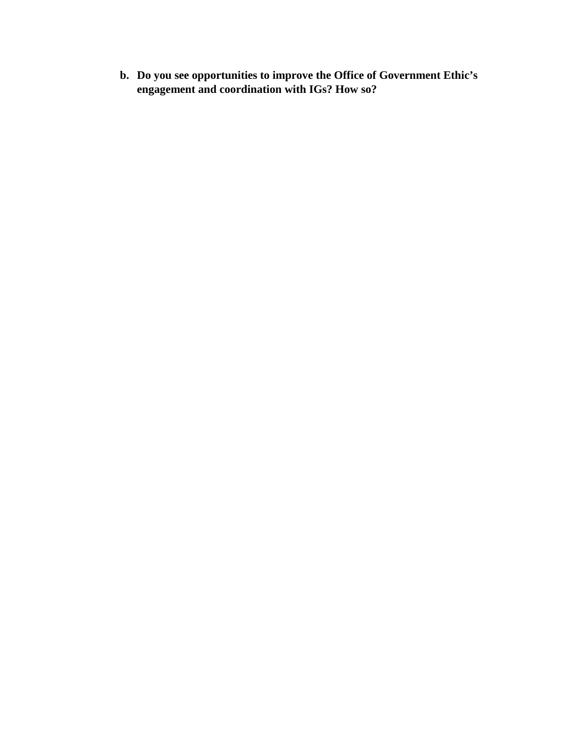b. **Do you see opportunities to improve the Office of Government Ethic's engagement and coordination with IGs? How so?**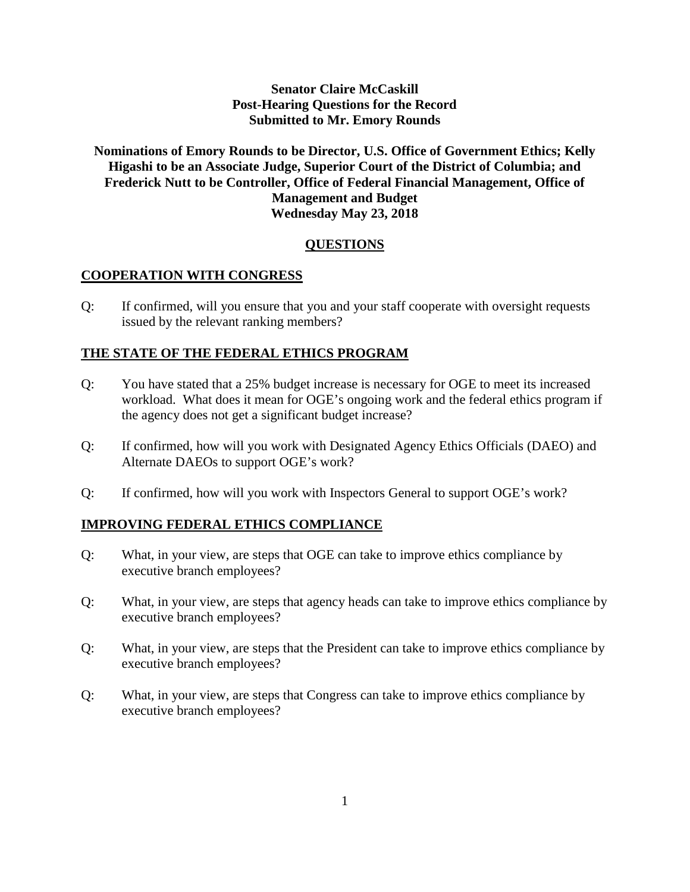**Senator Claire McCaskill**
**Post-Hearing Questions for the Record**
**Submitted to Mr. Emory Rounds**

**Nominations of Emory Rounds to be Director, U.S. Office of Government Ethics; Kelly Higashi to be an Associate Judge, Superior Court of the District of Columbia; and Frederick Nutt to be Controller, Office of Federal Financial Management, Office of Management and Budget**
**Wednesday May 23, 2018**

## QUESTIONS

### COOPERATION WITH CONGRESS

Q: If confirmed, will you ensure that you and your staff cooperate with oversight requests issued by the relevant ranking members?

### THE STATE OF THE FEDERAL ETHICS PROGRAM

Q: You have stated that a 25% budget increase is necessary for OGE to meet its increased workload. What does it mean for OGE's ongoing work and the federal ethics program if the agency does not get a significant budget increase?

Q: If confirmed, how will you work with Designated Agency Ethics Officials (DAEO) and Alternate DAEOs to support OGE's work?

Q: If confirmed, how will you work with Inspectors General to support OGE's work?

### IMPROVING FEDERAL ETHICS COMPLIANCE

Q: What, in your view, are steps that OGE can take to improve ethics compliance by executive branch employees?

Q: What, in your view, are steps that agency heads can take to improve ethics compliance by executive branch employees?

Q: What, in your view, are steps that the President can take to improve ethics compliance by executive branch employees?

Q: What, in your view, are steps that Congress can take to improve ethics compliance by executive branch employees?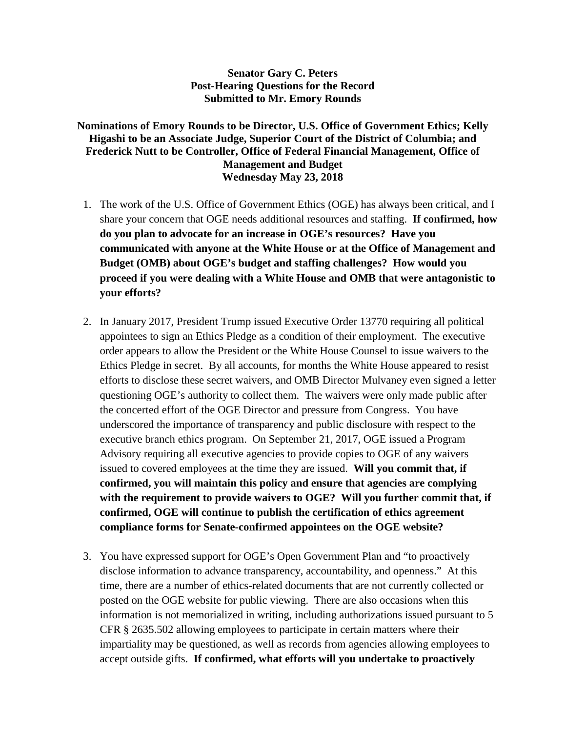**Senator Gary C. Peters**
**Post-Hearing Questions for the Record**
**Submitted to Mr. Emory Rounds**

**Nominations of Emory Rounds to be Director, U.S. Office of Government Ethics; Kelly Higashi to be an Associate Judge, Superior Court of the District of Columbia; and Frederick Nutt to be Controller, Office of Federal Financial Management, Office of Management and Budget**
**Wednesday May 23, 2018**

1. The work of the U.S. Office of Government Ethics (OGE) has always been critical, and I share your concern that OGE needs additional resources and staffing. **If confirmed, how do you plan to advocate for an increase in OGE's resources? Have you communicated with anyone at the White House or at the Office of Management and Budget (OMB) about OGE's budget and staffing challenges? How would you proceed if you were dealing with a White House and OMB that were antagonistic to your efforts?**

2. In January 2017, President Trump issued Executive Order 13770 requiring all political appointees to sign an Ethics Pledge as a condition of their employment. The executive order appears to allow the President or the White House Counsel to issue waivers to the Ethics Pledge in secret. By all accounts, for months the White House appeared to resist efforts to disclose these secret waivers, and OMB Director Mulvaney even signed a letter questioning OGE's authority to collect them. The waivers were only made public after the concerted effort of the OGE Director and pressure from Congress. You have underscored the importance of transparency and public disclosure with respect to the executive branch ethics program. On September 21, 2017, OGE issued a Program Advisory requiring all executive agencies to provide copies to OGE of any waivers issued to covered employees at the time they are issued. **Will you commit that, if confirmed, you will maintain this policy and ensure that agencies are complying with the requirement to provide waivers to OGE? Will you further commit that, if confirmed, OGE will continue to publish the certification of ethics agreement compliance forms for Senate-confirmed appointees on the OGE website?**

3. You have expressed support for OGE's Open Government Plan and "to proactively disclose information to advance transparency, accountability, and openness." At this time, there are a number of ethics-related documents that are not currently collected or posted on the OGE website for public viewing. There are also occasions when this information is not memorialized in writing, including authorizations issued pursuant to 5 CFR § 2635.502 allowing employees to participate in certain matters where their impartiality may be questioned, as well as records from agencies allowing employees to accept outside gifts. **If confirmed, what efforts will you undertake to proactively**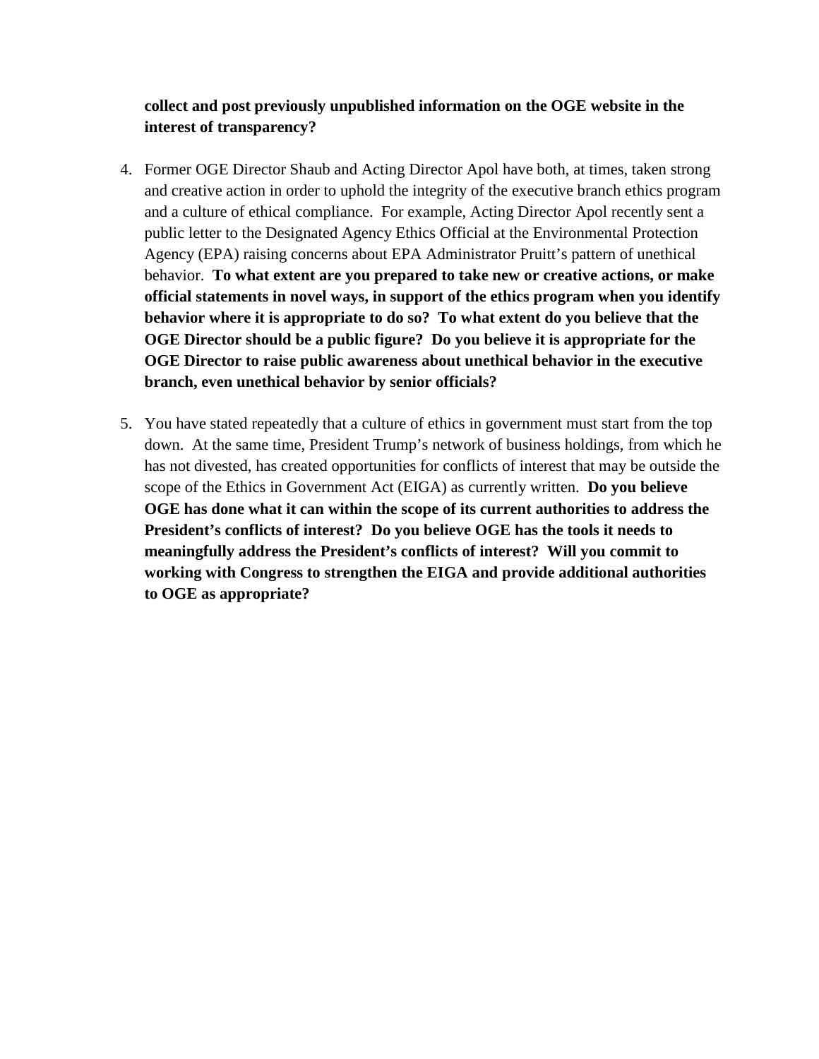**collect and post previously unpublished information on the OGE website in the interest of transparency?**

4. Former OGE Director Shaub and Acting Director Apol have both, at times, taken strong and creative action in order to uphold the integrity of the executive branch ethics program and a culture of ethical compliance. For example, Acting Director Apol recently sent a public letter to the Designated Agency Ethics Official at the Environmental Protection Agency (EPA) raising concerns about EPA Administrator Pruitt's pattern of unethical behavior. **To what extent are you prepared to take new or creative actions, or make official statements in novel ways, in support of the ethics program when you identify behavior where it is appropriate to do so? To what extent do you believe that the OGE Director should be a public figure? Do you believe it is appropriate for the OGE Director to raise public awareness about unethical behavior in the executive branch, even unethical behavior by senior officials?**

5. You have stated repeatedly that a culture of ethics in government must start from the top down. At the same time, President Trump's network of business holdings, from which he has not divested, has created opportunities for conflicts of interest that may be outside the scope of the Ethics in Government Act (EIGA) as currently written. **Do you believe OGE has done what it can within the scope of its current authorities to address the President's conflicts of interest? Do you believe OGE has the tools it needs to meaningfully address the President's conflicts of interest? Will you commit to working with Congress to strengthen the EIGA and provide additional authorities to OGE as appropriate?**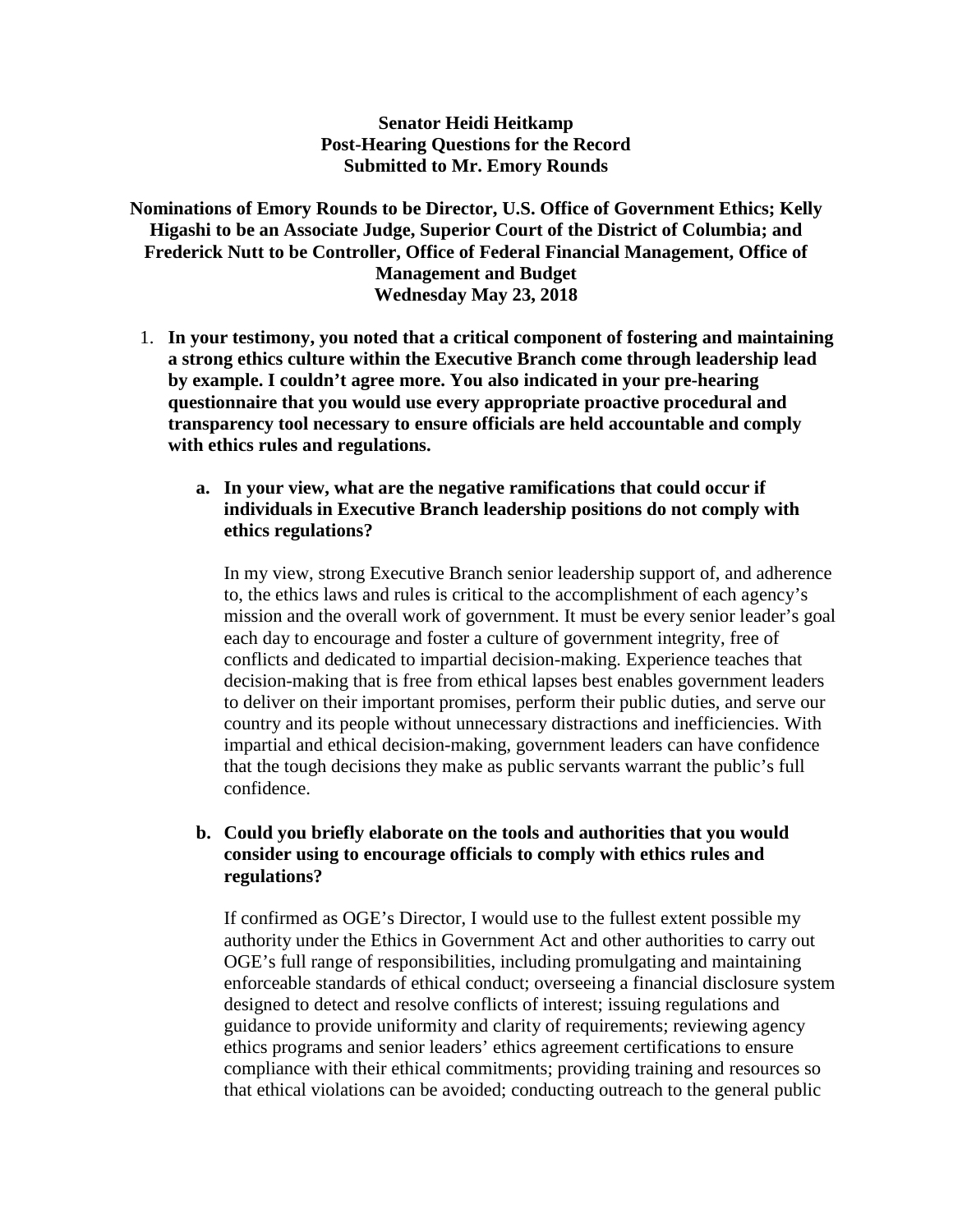**Senator Heidi Heitkamp**
**Post-Hearing Questions for the Record**
**Submitted to Mr. Emory Rounds**

**Nominations of Emory Rounds to be Director, U.S. Office of Government Ethics; Kelly Higashi to be an Associate Judge, Superior Court of the District of Columbia; and Frederick Nutt to be Controller, Office of Federal Financial Management, Office of Management and Budget**
**Wednesday May 23, 2018**

1. **In your testimony, you noted that a critical component of fostering and maintaining a strong ethics culture within the Executive Branch come through leadership lead by example. I couldn't agree more. You also indicated in your pre-hearing questionnaire that you would use every appropriate proactive procedural and transparency tool necessary to ensure officials are held accountable and comply with ethics rules and regulations.**

   a. **In your view, what are the negative ramifications that could occur if individuals in Executive Branch leadership positions do not comply with ethics regulations?**

      In my view, strong Executive Branch senior leadership support of, and adherence to, the ethics laws and rules is critical to the accomplishment of each agency's mission and the overall work of government. It must be every senior leader's goal each day to encourage and foster a culture of government integrity, free of conflicts and dedicated to impartial decision-making. Experience teaches that decision-making that is free from ethical lapses best enables government leaders to deliver on their important promises, perform their public duties, and serve our country and its people without unnecessary distractions and inefficiencies. With impartial and ethical decision-making, government leaders can have confidence that the tough decisions they make as public servants warrant the public's full confidence.

   b. **Could you briefly elaborate on the tools and authorities that you would consider using to encourage officials to comply with ethics rules and regulations?**

      If confirmed as OGE's Director, I would use to the fullest extent possible my authority under the Ethics in Government Act and other authorities to carry out OGE's full range of responsibilities, including promulgating and maintaining enforceable standards of ethical conduct; overseeing a financial disclosure system designed to detect and resolve conflicts of interest; issuing regulations and guidance to provide uniformity and clarity of requirements; reviewing agency ethics programs and senior leaders' ethics agreement certifications to ensure compliance with their ethical commitments; providing training and resources so that ethical violations can be avoided; conducting outreach to the general public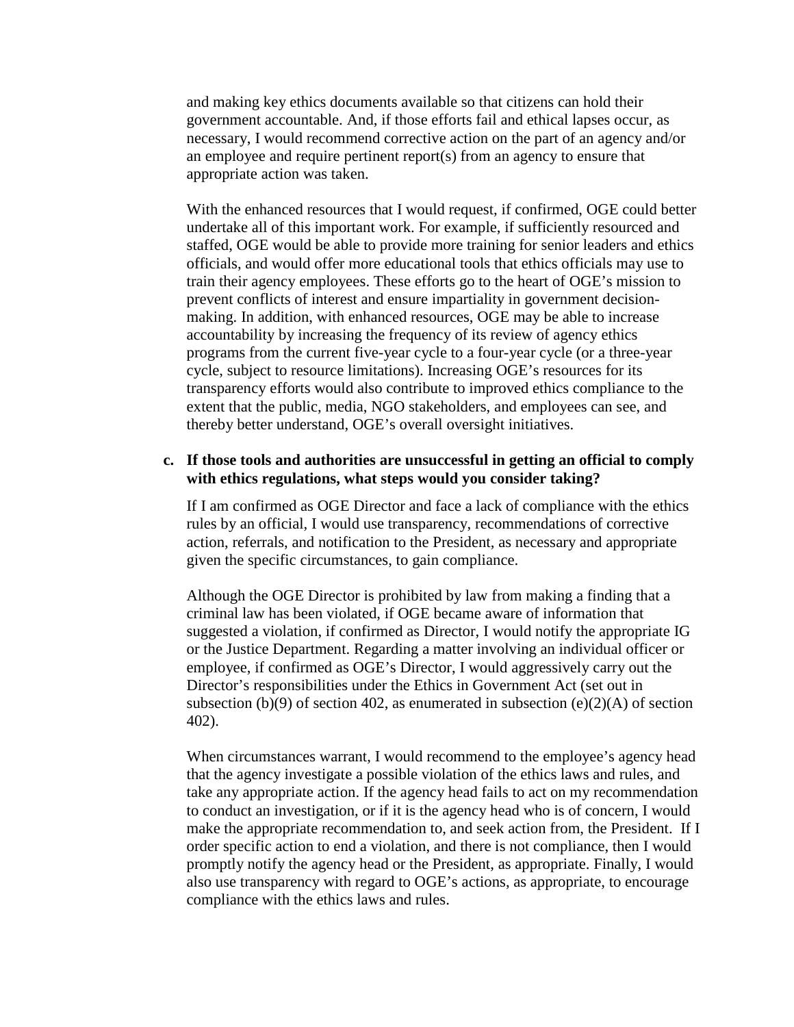and making key ethics documents available so that citizens can hold their government accountable. And, if those efforts fail and ethical lapses occur, as necessary, I would recommend corrective action on the part of an agency and/or an employee and require pertinent report(s) from an agency to ensure that appropriate action was taken.

With the enhanced resources that I would request, if confirmed, OGE could better undertake all of this important work. For example, if sufficiently resourced and staffed, OGE would be able to provide more training for senior leaders and ethics officials, and would offer more educational tools that ethics officials may use to train their agency employees. These efforts go to the heart of OGE's mission to prevent conflicts of interest and ensure impartiality in government decision-making. In addition, with enhanced resources, OGE may be able to increase accountability by increasing the frequency of its review of agency ethics programs from the current five-year cycle to a four-year cycle (or a three-year cycle, subject to resource limitations). Increasing OGE's resources for its transparency efforts would also contribute to improved ethics compliance to the extent that the public, media, NGO stakeholders, and employees can see, and thereby better understand, OGE's overall oversight initiatives.

**c. If those tools and authorities are unsuccessful in getting an official to comply with ethics regulations, what steps would you consider taking?**

If I am confirmed as OGE Director and face a lack of compliance with the ethics rules by an official, I would use transparency, recommendations of corrective action, referrals, and notification to the President, as necessary and appropriate given the specific circumstances, to gain compliance.

Although the OGE Director is prohibited by law from making a finding that a criminal law has been violated, if OGE became aware of information that suggested a violation, if confirmed as Director, I would notify the appropriate IG or the Justice Department. Regarding a matter involving an individual officer or employee, if confirmed as OGE's Director, I would aggressively carry out the Director's responsibilities under the Ethics in Government Act (set out in subsection (b)(9) of section 402, as enumerated in subsection (e)(2)(A) of section 402).

When circumstances warrant, I would recommend to the employee's agency head that the agency investigate a possible violation of the ethics laws and rules, and take any appropriate action. If the agency head fails to act on my recommendation to conduct an investigation, or if it is the agency head who is of concern, I would make the appropriate recommendation to, and seek action from, the President. If I order specific action to end a violation, and there is not compliance, then I would promptly notify the agency head or the President, as appropriate. Finally, I would also use transparency with regard to OGE's actions, as appropriate, to encourage compliance with the ethics laws and rules.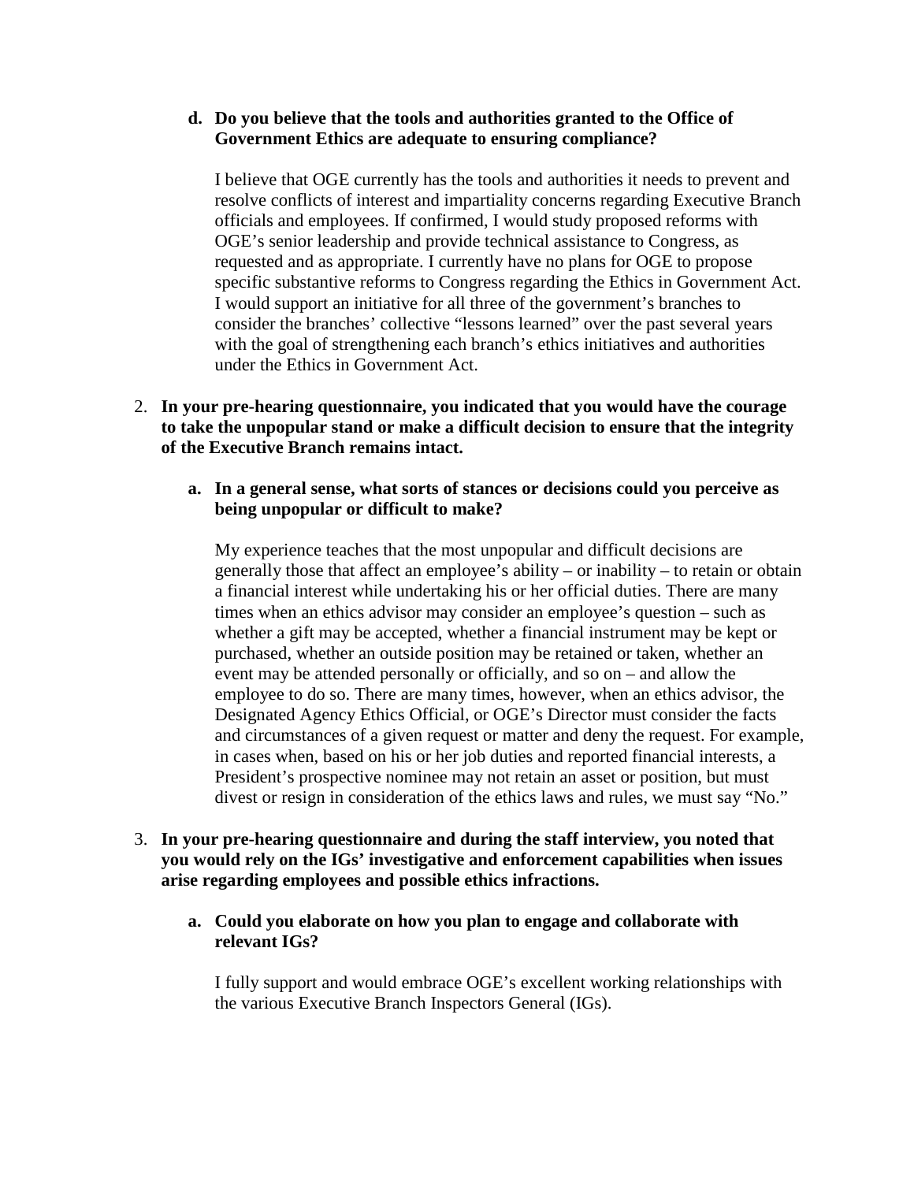**d. Do you believe that the tools and authorities granted to the Office of Government Ethics are adequate to ensuring compliance?**

I believe that OGE currently has the tools and authorities it needs to prevent and resolve conflicts of interest and impartiality concerns regarding Executive Branch officials and employees. If confirmed, I would study proposed reforms with OGE's senior leadership and provide technical assistance to Congress, as requested and as appropriate. I currently have no plans for OGE to propose specific substantive reforms to Congress regarding the Ethics in Government Act. I would support an initiative for all three of the government's branches to consider the branches' collective "lessons learned" over the past several years with the goal of strengthening each branch's ethics initiatives and authorities under the Ethics in Government Act.

2. **In your pre-hearing questionnaire, you indicated that you would have the courage to take the unpopular stand or make a difficult decision to ensure that the integrity of the Executive Branch remains intact.**

**a. In a general sense, what sorts of stances or decisions could you perceive as being unpopular or difficult to make?**

My experience teaches that the most unpopular and difficult decisions are generally those that affect an employee's ability – or inability – to retain or obtain a financial interest while undertaking his or her official duties. There are many times when an ethics advisor may consider an employee's question – such as whether a gift may be accepted, whether a financial instrument may be kept or purchased, whether an outside position may be retained or taken, whether an event may be attended personally or officially, and so on – and allow the employee to do so. There are many times, however, when an ethics advisor, the Designated Agency Ethics Official, or OGE's Director must consider the facts and circumstances of a given request or matter and deny the request. For example, in cases when, based on his or her job duties and reported financial interests, a President's prospective nominee may not retain an asset or position, but must divest or resign in consideration of the ethics laws and rules, we must say "No."

3. **In your pre-hearing questionnaire and during the staff interview, you noted that you would rely on the IGs' investigative and enforcement capabilities when issues arise regarding employees and possible ethics infractions.**

**a. Could you elaborate on how you plan to engage and collaborate with relevant IGs?**

I fully support and would embrace OGE's excellent working relationships with the various Executive Branch Inspectors General (IGs).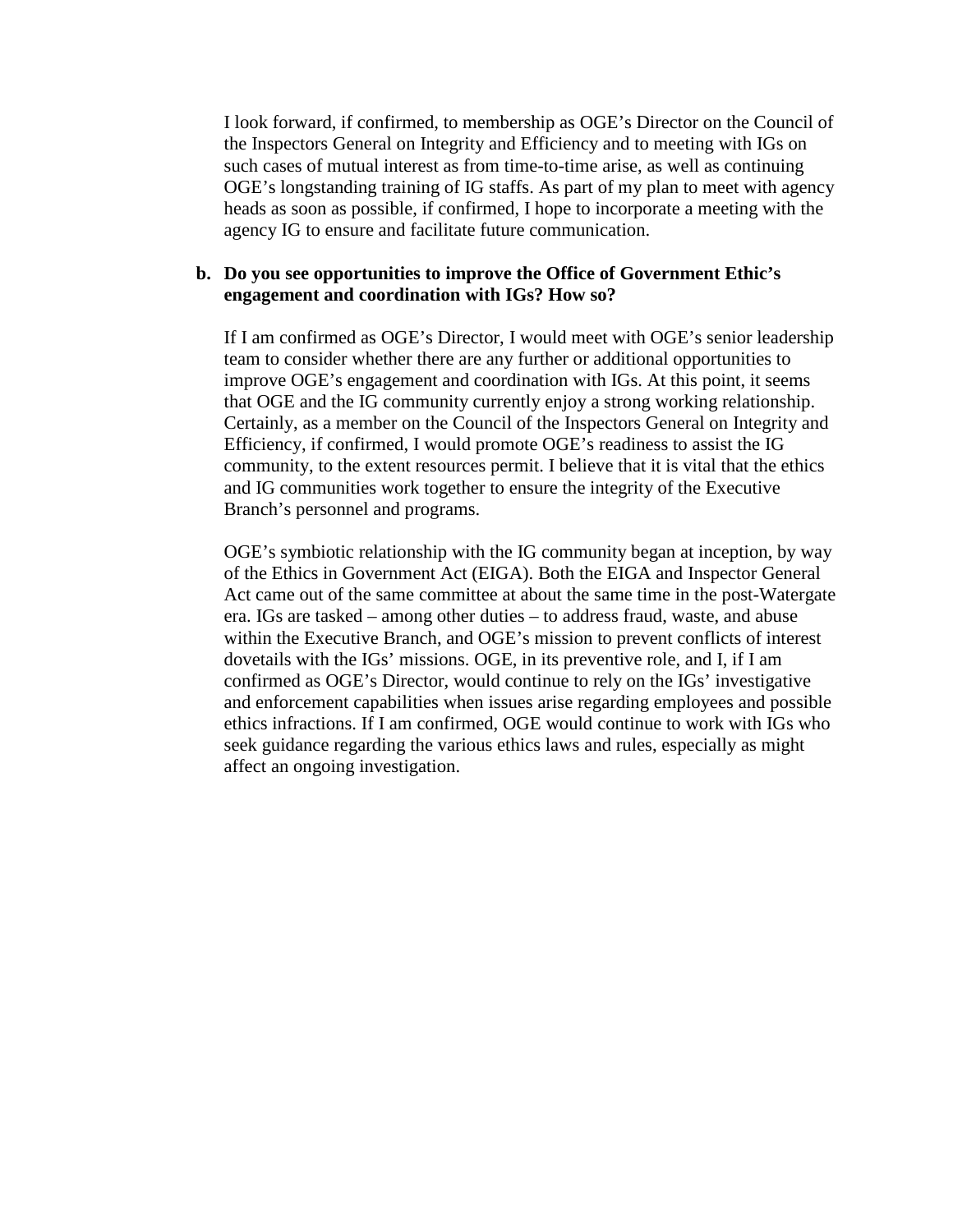I look forward, if confirmed, to membership as OGE's Director on the Council of the Inspectors General on Integrity and Efficiency and to meeting with IGs on such cases of mutual interest as from time-to-time arise, as well as continuing OGE's longstanding training of IG staffs. As part of my plan to meet with agency heads as soon as possible, if confirmed, I hope to incorporate a meeting with the agency IG to ensure and facilitate future communication.

**b. Do you see opportunities to improve the Office of Government Ethic's engagement and coordination with IGs? How so?**

If I am confirmed as OGE's Director, I would meet with OGE's senior leadership team to consider whether there are any further or additional opportunities to improve OGE's engagement and coordination with IGs. At this point, it seems that OGE and the IG community currently enjoy a strong working relationship. Certainly, as a member on the Council of the Inspectors General on Integrity and Efficiency, if confirmed, I would promote OGE's readiness to assist the IG community, to the extent resources permit. I believe that it is vital that the ethics and IG communities work together to ensure the integrity of the Executive Branch's personnel and programs.

OGE's symbiotic relationship with the IG community began at inception, by way of the Ethics in Government Act (EIGA). Both the EIGA and Inspector General Act came out of the same committee at about the same time in the post-Watergate era. IGs are tasked – among other duties – to address fraud, waste, and abuse within the Executive Branch, and OGE's mission to prevent conflicts of interest dovetails with the IGs' missions. OGE, in its preventive role, and I, if I am confirmed as OGE's Director, would continue to rely on the IGs' investigative and enforcement capabilities when issues arise regarding employees and possible ethics infractions. If I am confirmed, OGE would continue to work with IGs who seek guidance regarding the various ethics laws and rules, especially as might affect an ongoing investigation.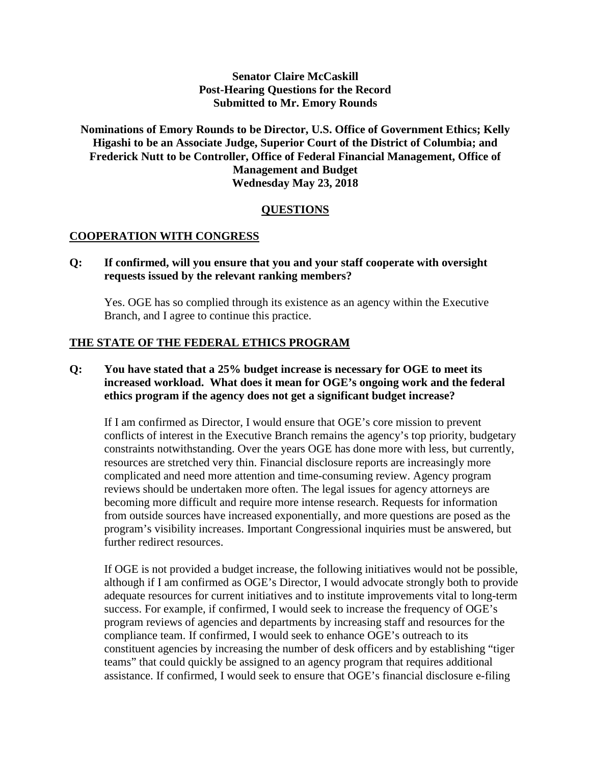**Senator Claire McCaskill**
**Post-Hearing Questions for the Record**
**Submitted to Mr. Emory Rounds**

**Nominations of Emory Rounds to be Director, U.S. Office of Government Ethics; Kelly Higashi to be an Associate Judge, Superior Court of the District of Columbia; and Frederick Nutt to be Controller, Office of Federal Financial Management, Office of Management and Budget**
**Wednesday May 23, 2018**

## QUESTIONS

### COOPERATION WITH CONGRESS

**Q: If confirmed, will you ensure that you and your staff cooperate with oversight requests issued by the relevant ranking members?**

Yes. OGE has so complied through its existence as an agency within the Executive Branch, and I agree to continue this practice.

### THE STATE OF THE FEDERAL ETHICS PROGRAM

**Q: You have stated that a 25% budget increase is necessary for OGE to meet its increased workload. What does it mean for OGE's ongoing work and the federal ethics program if the agency does not get a significant budget increase?**

If I am confirmed as Director, I would ensure that OGE's core mission to prevent conflicts of interest in the Executive Branch remains the agency's top priority, budgetary constraints notwithstanding. Over the years OGE has done more with less, but currently, resources are stretched very thin. Financial disclosure reports are increasingly more complicated and need more attention and time-consuming review. Agency program reviews should be undertaken more often. The legal issues for agency attorneys are becoming more difficult and require more intense research. Requests for information from outside sources have increased exponentially, and more questions are posed as the program's visibility increases. Important Congressional inquiries must be answered, but further redirect resources.

If OGE is not provided a budget increase, the following initiatives would not be possible, although if I am confirmed as OGE's Director, I would advocate strongly both to provide adequate resources for current initiatives and to institute improvements vital to long-term success. For example, if confirmed, I would seek to increase the frequency of OGE's program reviews of agencies and departments by increasing staff and resources for the compliance team. If confirmed, I would seek to enhance OGE's outreach to its constituent agencies by increasing the number of desk officers and by establishing "tiger teams" that could quickly be assigned to an agency program that requires additional assistance. If confirmed, I would seek to ensure that OGE's financial disclosure e-filing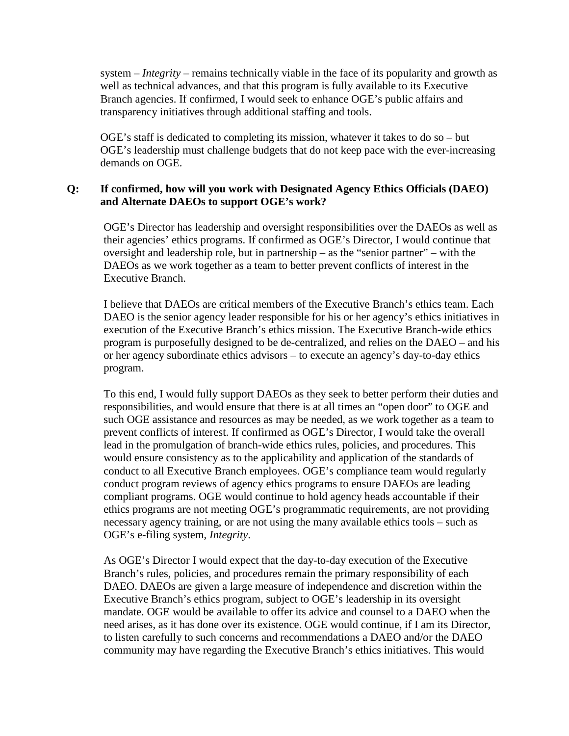system – *Integrity* – remains technically viable in the face of its popularity and growth as well as technical advances, and that this program is fully available to its Executive Branch agencies. If confirmed, I would seek to enhance OGE's public affairs and transparency initiatives through additional staffing and tools.

OGE's staff is dedicated to completing its mission, whatever it takes to do so – but OGE's leadership must challenge budgets that do not keep pace with the ever-increasing demands on OGE.

**Q: If confirmed, how will you work with Designated Agency Ethics Officials (DAEO) and Alternate DAEOs to support OGE's work?**

OGE's Director has leadership and oversight responsibilities over the DAEOs as well as their agencies' ethics programs. If confirmed as OGE's Director, I would continue that oversight and leadership role, but in partnership – as the "senior partner" – with the DAEOs as we work together as a team to better prevent conflicts of interest in the Executive Branch.

I believe that DAEOs are critical members of the Executive Branch's ethics team. Each DAEO is the senior agency leader responsible for his or her agency's ethics initiatives in execution of the Executive Branch's ethics mission. The Executive Branch-wide ethics program is purposefully designed to be de-centralized, and relies on the DAEO – and his or her agency subordinate ethics advisors – to execute an agency's day-to-day ethics program.

To this end, I would fully support DAEOs as they seek to better perform their duties and responsibilities, and would ensure that there is at all times an "open door" to OGE and such OGE assistance and resources as may be needed, as we work together as a team to prevent conflicts of interest. If confirmed as OGE's Director, I would take the overall lead in the promulgation of branch-wide ethics rules, policies, and procedures. This would ensure consistency as to the applicability and application of the standards of conduct to all Executive Branch employees. OGE's compliance team would regularly conduct program reviews of agency ethics programs to ensure DAEOs are leading compliant programs. OGE would continue to hold agency heads accountable if their ethics programs are not meeting OGE's programmatic requirements, are not providing necessary agency training, or are not using the many available ethics tools – such as OGE's e-filing system, *Integrity*.

As OGE's Director I would expect that the day-to-day execution of the Executive Branch's rules, policies, and procedures remain the primary responsibility of each DAEO. DAEOs are given a large measure of independence and discretion within the Executive Branch's ethics program, subject to OGE's leadership in its oversight mandate. OGE would be available to offer its advice and counsel to a DAEO when the need arises, as it has done over its existence. OGE would continue, if I am its Director, to listen carefully to such concerns and recommendations a DAEO and/or the DAEO community may have regarding the Executive Branch's ethics initiatives. This would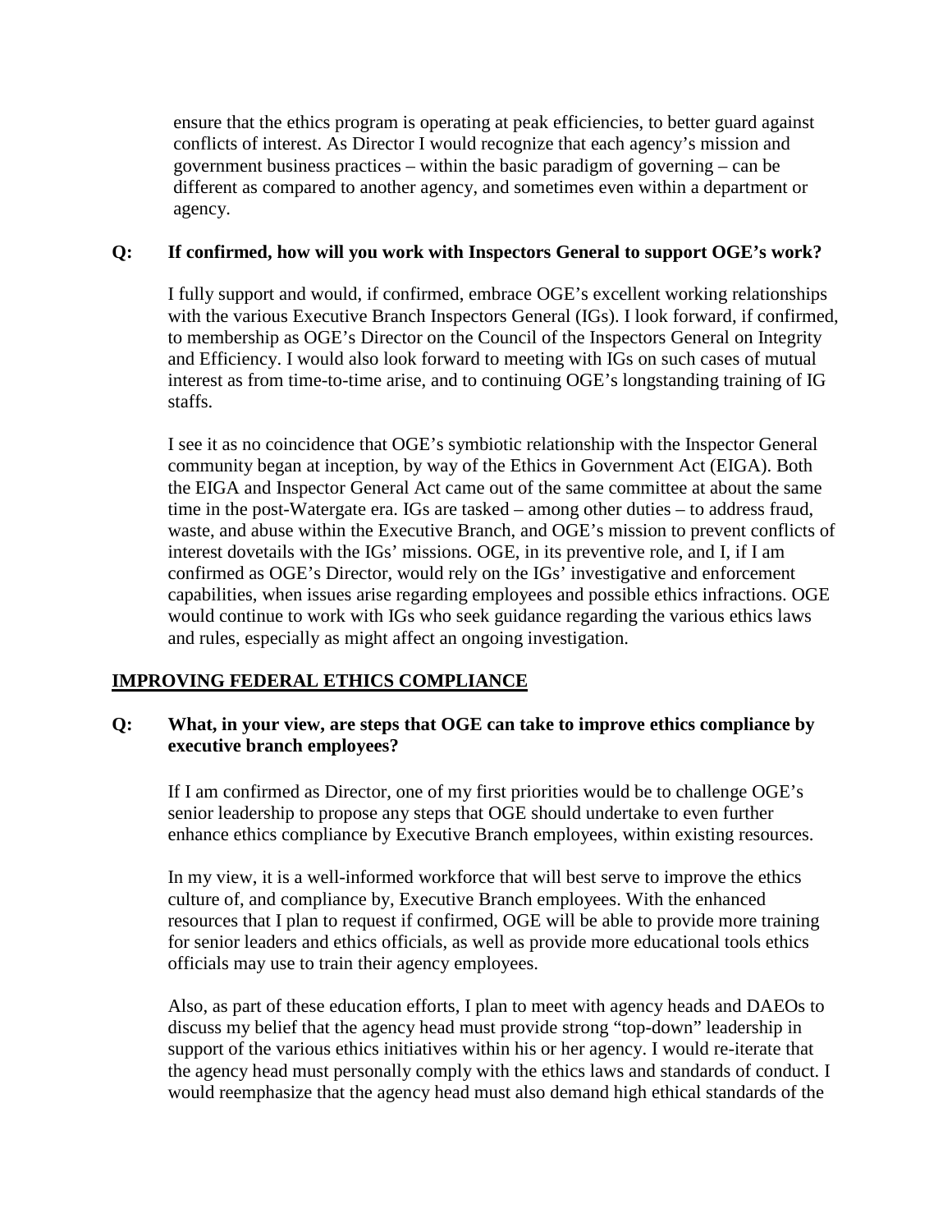ensure that the ethics program is operating at peak efficiencies, to better guard against conflicts of interest. As Director I would recognize that each agency's mission and government business practices – within the basic paradigm of governing – can be different as compared to another agency, and sometimes even within a department or agency.

**Q: If confirmed, how will you work with Inspectors General to support OGE's work?**

I fully support and would, if confirmed, embrace OGE's excellent working relationships with the various Executive Branch Inspectors General (IGs). I look forward, if confirmed, to membership as OGE's Director on the Council of the Inspectors General on Integrity and Efficiency. I would also look forward to meeting with IGs on such cases of mutual interest as from time-to-time arise, and to continuing OGE's longstanding training of IG staffs.

I see it as no coincidence that OGE's symbiotic relationship with the Inspector General community began at inception, by way of the Ethics in Government Act (EIGA). Both the EIGA and Inspector General Act came out of the same committee at about the same time in the post-Watergate era. IGs are tasked – among other duties – to address fraud, waste, and abuse within the Executive Branch, and OGE's mission to prevent conflicts of interest dovetails with the IGs' missions. OGE, in its preventive role, and I, if I am confirmed as OGE's Director, would rely on the IGs' investigative and enforcement capabilities, when issues arise regarding employees and possible ethics infractions. OGE would continue to work with IGs who seek guidance regarding the various ethics laws and rules, especially as might affect an ongoing investigation.

## IMPROVING FEDERAL ETHICS COMPLIANCE

**Q: What, in your view, are steps that OGE can take to improve ethics compliance by executive branch employees?**

If I am confirmed as Director, one of my first priorities would be to challenge OGE's senior leadership to propose any steps that OGE should undertake to even further enhance ethics compliance by Executive Branch employees, within existing resources.

In my view, it is a well-informed workforce that will best serve to improve the ethics culture of, and compliance by, Executive Branch employees. With the enhanced resources that I plan to request if confirmed, OGE will be able to provide more training for senior leaders and ethics officials, as well as provide more educational tools ethics officials may use to train their agency employees.

Also, as part of these education efforts, I plan to meet with agency heads and DAEOs to discuss my belief that the agency head must provide strong "top-down" leadership in support of the various ethics initiatives within his or her agency. I would re-iterate that the agency head must personally comply with the ethics laws and standards of conduct. I would reemphasize that the agency head must also demand high ethical standards of the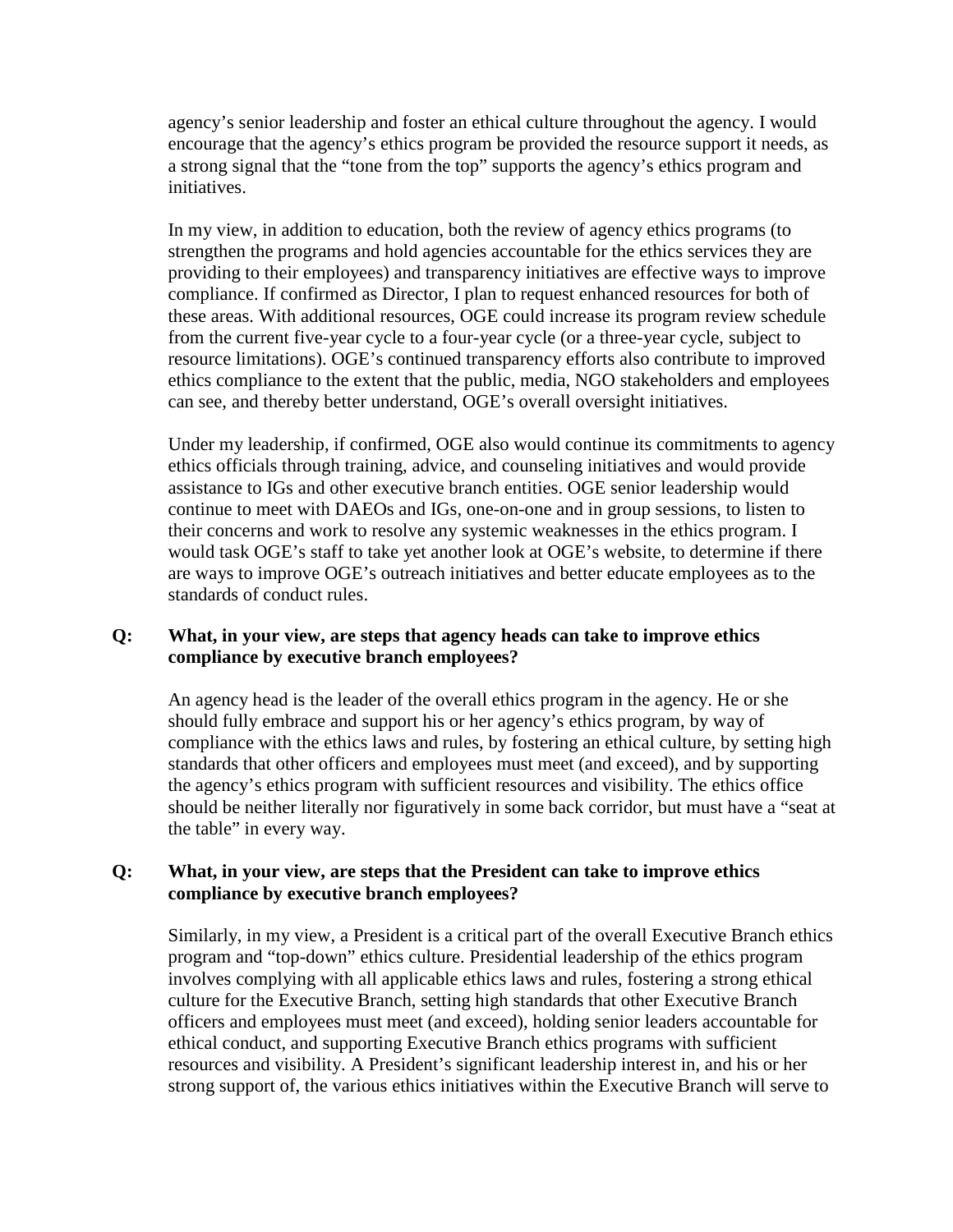agency's senior leadership and foster an ethical culture throughout the agency. I would encourage that the agency's ethics program be provided the resource support it needs, as a strong signal that the "tone from the top" supports the agency's ethics program and initiatives.

In my view, in addition to education, both the review of agency ethics programs (to strengthen the programs and hold agencies accountable for the ethics services they are providing to their employees) and transparency initiatives are effective ways to improve compliance. If confirmed as Director, I plan to request enhanced resources for both of these areas. With additional resources, OGE could increase its program review schedule from the current five-year cycle to a four-year cycle (or a three-year cycle, subject to resource limitations). OGE's continued transparency efforts also contribute to improved ethics compliance to the extent that the public, media, NGO stakeholders and employees can see, and thereby better understand, OGE's overall oversight initiatives.

Under my leadership, if confirmed, OGE also would continue its commitments to agency ethics officials through training, advice, and counseling initiatives and would provide assistance to IGs and other executive branch entities. OGE senior leadership would continue to meet with DAEOs and IGs, one-on-one and in group sessions, to listen to their concerns and work to resolve any systemic weaknesses in the ethics program. I would task OGE's staff to take yet another look at OGE's website, to determine if there are ways to improve OGE's outreach initiatives and better educate employees as to the standards of conduct rules.

**Q: What, in your view, are steps that agency heads can take to improve ethics compliance by executive branch employees?**

An agency head is the leader of the overall ethics program in the agency. He or she should fully embrace and support his or her agency's ethics program, by way of compliance with the ethics laws and rules, by fostering an ethical culture, by setting high standards that other officers and employees must meet (and exceed), and by supporting the agency's ethics program with sufficient resources and visibility. The ethics office should be neither literally nor figuratively in some back corridor, but must have a "seat at the table" in every way.

**Q: What, in your view, are steps that the President can take to improve ethics compliance by executive branch employees?**

Similarly, in my view, a President is a critical part of the overall Executive Branch ethics program and "top-down" ethics culture. Presidential leadership of the ethics program involves complying with all applicable ethics laws and rules, fostering a strong ethical culture for the Executive Branch, setting high standards that other Executive Branch officers and employees must meet (and exceed), holding senior leaders accountable for ethical conduct, and supporting Executive Branch ethics programs with sufficient resources and visibility. A President's significant leadership interest in, and his or her strong support of, the various ethics initiatives within the Executive Branch will serve to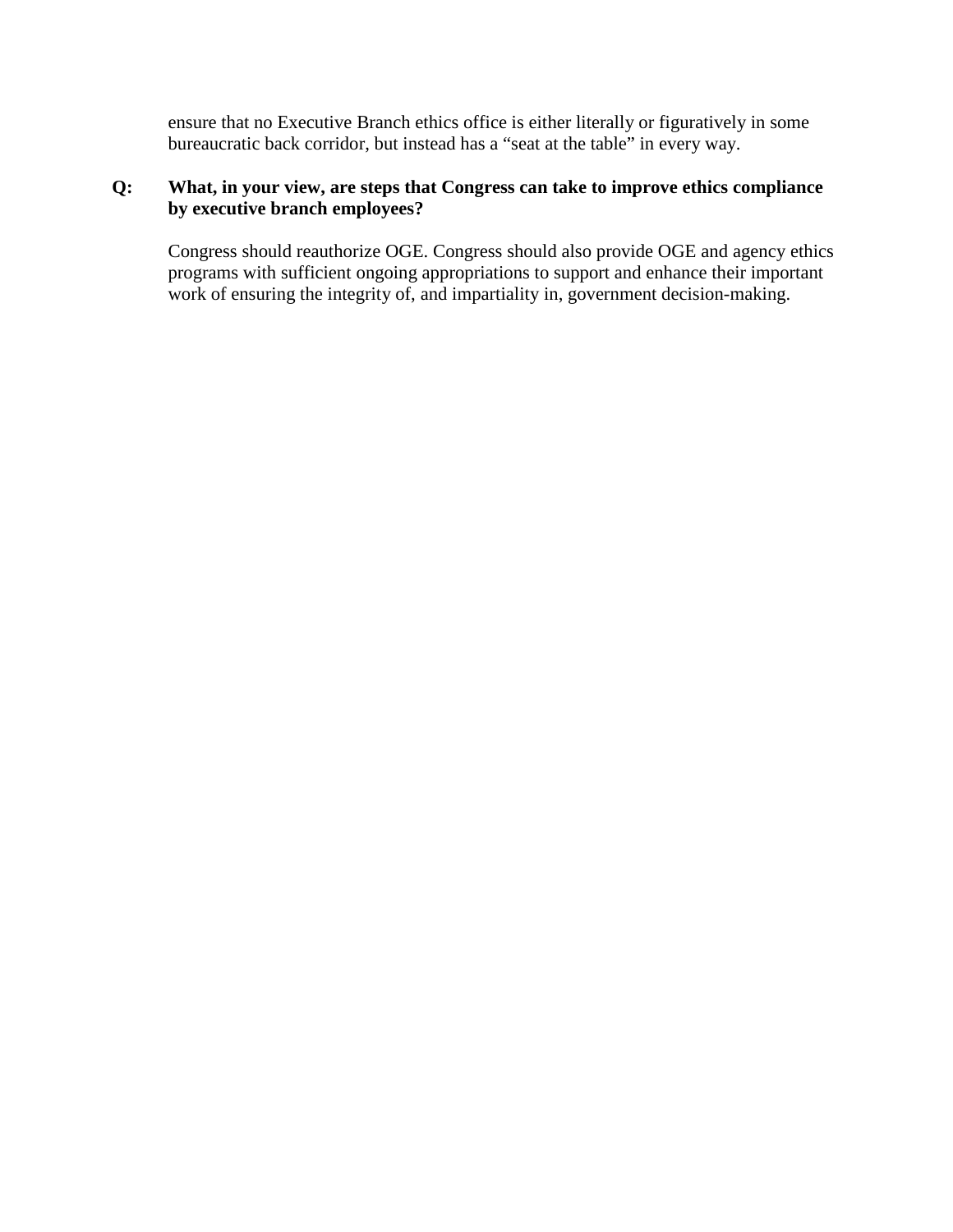ensure that no Executive Branch ethics office is either literally or figuratively in some bureaucratic back corridor, but instead has a “seat at the table” in every way.

**Q: What, in your view, are steps that Congress can take to improve ethics compliance by executive branch employees?**

Congress should reauthorize OGE. Congress should also provide OGE and agency ethics programs with sufficient ongoing appropriations to support and enhance their important work of ensuring the integrity of, and impartiality in, government decision-making.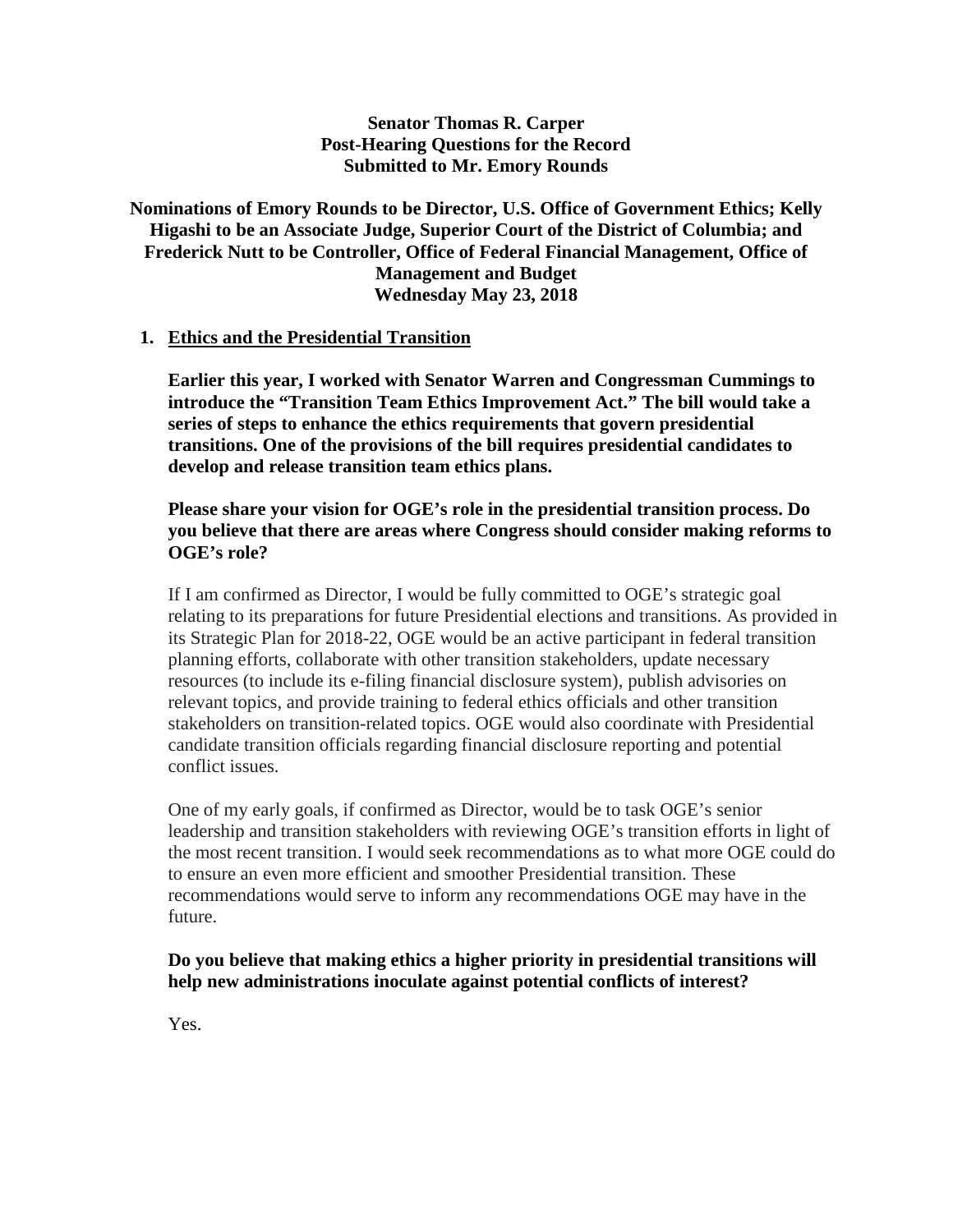**Senator Thomas R. Carper**
**Post-Hearing Questions for the Record**
**Submitted to Mr. Emory Rounds**

**Nominations of Emory Rounds to be Director, U.S. Office of Government Ethics; Kelly Higashi to be an Associate Judge, Superior Court of the District of Columbia; and Frederick Nutt to be Controller, Office of Federal Financial Management, Office of Management and Budget**
**Wednesday May 23, 2018**

1. **Ethics and the Presidential Transition**

   **Earlier this year, I worked with Senator Warren and Congressman Cummings to introduce the "Transition Team Ethics Improvement Act." The bill would take a series of steps to enhance the ethics requirements that govern presidential transitions. One of the provisions of the bill requires presidential candidates to develop and release transition team ethics plans.**

   **Please share your vision for OGE's role in the presidential transition process. Do you believe that there are areas where Congress should consider making reforms to OGE's role?**

   If I am confirmed as Director, I would be fully committed to OGE's strategic goal relating to its preparations for future Presidential elections and transitions. As provided in its Strategic Plan for 2018-22, OGE would be an active participant in federal transition planning efforts, collaborate with other transition stakeholders, update necessary resources (to include its e-filing financial disclosure system), publish advisories on relevant topics, and provide training to federal ethics officials and other transition stakeholders on transition-related topics. OGE would also coordinate with Presidential candidate transition officials regarding financial disclosure reporting and potential conflict issues.

   One of my early goals, if confirmed as Director, would be to task OGE's senior leadership and transition stakeholders with reviewing OGE's transition efforts in light of the most recent transition. I would seek recommendations as to what more OGE could do to ensure an even more efficient and smoother Presidential transition. These recommendations would serve to inform any recommendations OGE may have in the future.

   **Do you believe that making ethics a higher priority in presidential transitions will help new administrations inoculate against potential conflicts of interest?**

   Yes.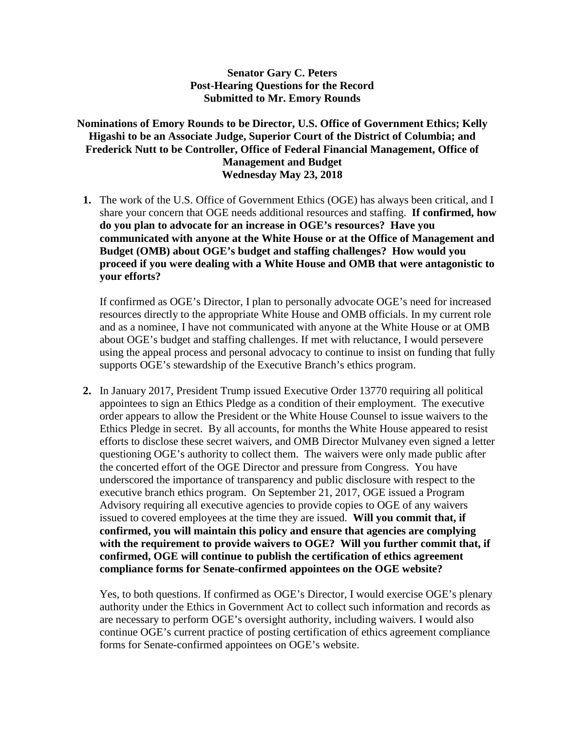**Senator Gary C. Peters**
**Post-Hearing Questions for the Record**
**Submitted to Mr. Emory Rounds**

**Nominations of Emory Rounds to be Director, U.S. Office of Government Ethics; Kelly Higashi to be an Associate Judge, Superior Court of the District of Columbia; and Frederick Nutt to be Controller, Office of Federal Financial Management, Office of Management and Budget**
**Wednesday May 23, 2018**

1. The work of the U.S. Office of Government Ethics (OGE) has always been critical, and I share your concern that OGE needs additional resources and staffing. **If confirmed, how do you plan to advocate for an increase in OGE's resources? Have you communicated with anyone at the White House or at the Office of Management and Budget (OMB) about OGE's budget and staffing challenges? How would you proceed if you were dealing with a White House and OMB that were antagonistic to your efforts?**

   If confirmed as OGE's Director, I plan to personally advocate OGE's need for increased resources directly to the appropriate White House and OMB officials. In my current role and as a nominee, I have not communicated with anyone at the White House or at OMB about OGE's budget and staffing challenges. If met with reluctance, I would persevere using the appeal process and personal advocacy to continue to insist on funding that fully supports OGE's stewardship of the Executive Branch's ethics program.

2. In January 2017, President Trump issued Executive Order 13770 requiring all political appointees to sign an Ethics Pledge as a condition of their employment. The executive order appears to allow the President or the White House Counsel to issue waivers to the Ethics Pledge in secret. By all accounts, for months the White House appeared to resist efforts to disclose these secret waivers, and OMB Director Mulvaney even signed a letter questioning OGE's authority to collect them. The waivers were only made public after the concerted effort of the OGE Director and pressure from Congress. You have underscored the importance of transparency and public disclosure with respect to the executive branch ethics program. On September 21, 2017, OGE issued a Program Advisory requiring all executive agencies to provide copies to OGE of any waivers issued to covered employees at the time they are issued. **Will you commit that, if confirmed, you will maintain this policy and ensure that agencies are complying with the requirement to provide waivers to OGE? Will you further commit that, if confirmed, OGE will continue to publish the certification of ethics agreement compliance forms for Senate-confirmed appointees on the OGE website?**

   Yes, to both questions. If confirmed as OGE's Director, I would exercise OGE's plenary authority under the Ethics in Government Act to collect such information and records as are necessary to perform OGE's oversight authority, including waivers. I would also continue OGE's current practice of posting certification of ethics agreement compliance forms for Senate-confirmed appointees on OGE's website.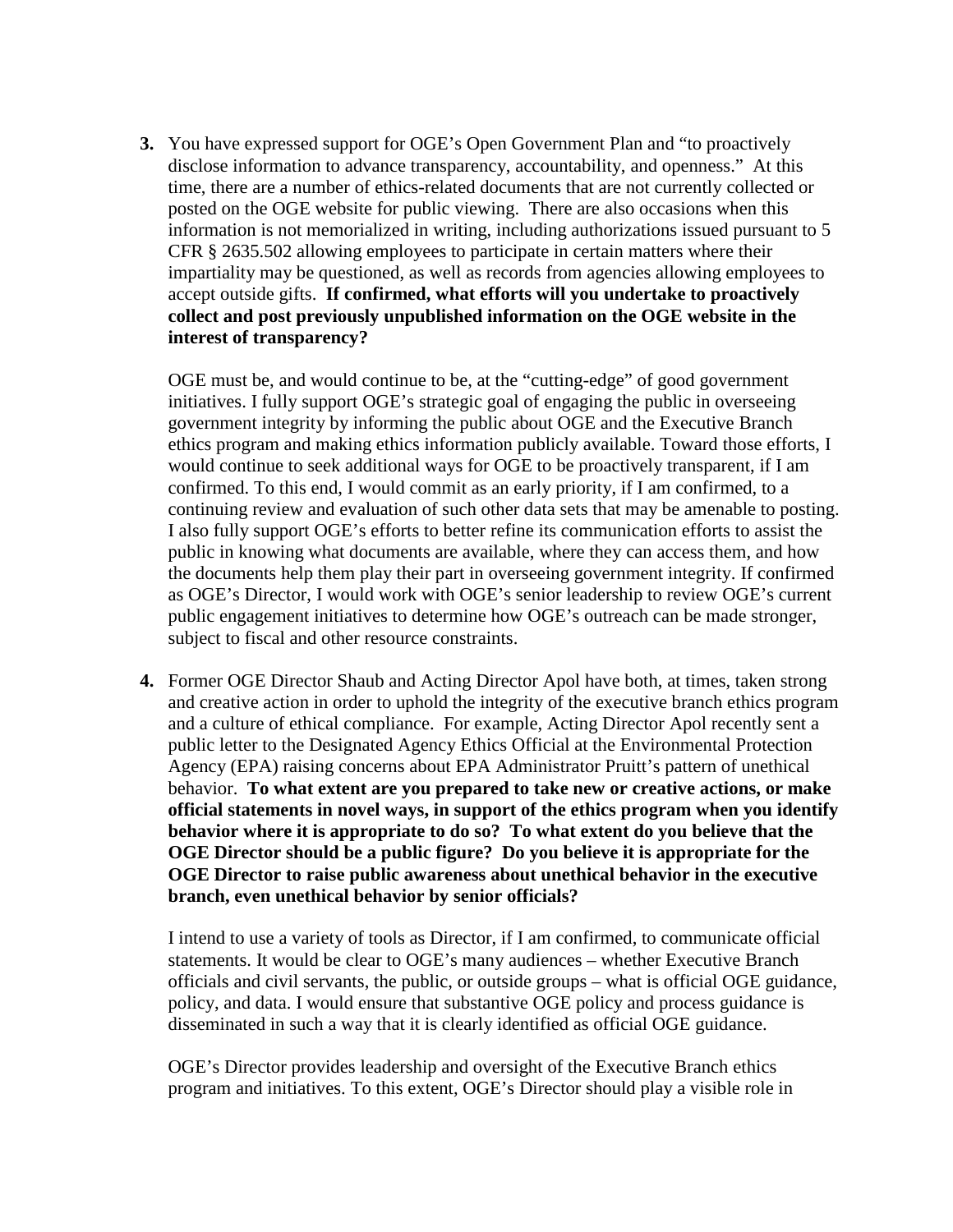3. You have expressed support for OGE's Open Government Plan and "to proactively disclose information to advance transparency, accountability, and openness." At this time, there are a number of ethics-related documents that are not currently collected or posted on the OGE website for public viewing. There are also occasions when this information is not memorialized in writing, including authorizations issued pursuant to 5 CFR § 2635.502 allowing employees to participate in certain matters where their impartiality may be questioned, as well as records from agencies allowing employees to accept outside gifts. **If confirmed, what efforts will you undertake to proactively collect and post previously unpublished information on the OGE website in the interest of transparency?**

   OGE must be, and would continue to be, at the "cutting-edge" of good government initiatives. I fully support OGE's strategic goal of engaging the public in overseeing government integrity by informing the public about OGE and the Executive Branch ethics program and making ethics information publicly available. Toward those efforts, I would continue to seek additional ways for OGE to be proactively transparent, if I am confirmed. To this end, I would commit as an early priority, if I am confirmed, to a continuing review and evaluation of such other data sets that may be amenable to posting. I also fully support OGE's efforts to better refine its communication efforts to assist the public in knowing what documents are available, where they can access them, and how the documents help them play their part in overseeing government integrity. If confirmed as OGE's Director, I would work with OGE's senior leadership to review OGE's current public engagement initiatives to determine how OGE's outreach can be made stronger, subject to fiscal and other resource constraints.

4. Former OGE Director Shaub and Acting Director Apol have both, at times, taken strong and creative action in order to uphold the integrity of the executive branch ethics program and a culture of ethical compliance. For example, Acting Director Apol recently sent a public letter to the Designated Agency Ethics Official at the Environmental Protection Agency (EPA) raising concerns about EPA Administrator Pruitt's pattern of unethical behavior. **To what extent are you prepared to take new or creative actions, or make official statements in novel ways, in support of the ethics program when you identify behavior where it is appropriate to do so? To what extent do you believe that the OGE Director should be a public figure? Do you believe it is appropriate for the OGE Director to raise public awareness about unethical behavior in the executive branch, even unethical behavior by senior officials?**

   I intend to use a variety of tools as Director, if I am confirmed, to communicate official statements. It would be clear to OGE's many audiences – whether Executive Branch officials and civil servants, the public, or outside groups – what is official OGE guidance, policy, and data. I would ensure that substantive OGE policy and process guidance is disseminated in such a way that it is clearly identified as official OGE guidance.

   OGE's Director provides leadership and oversight of the Executive Branch ethics program and initiatives. To this extent, OGE's Director should play a visible role in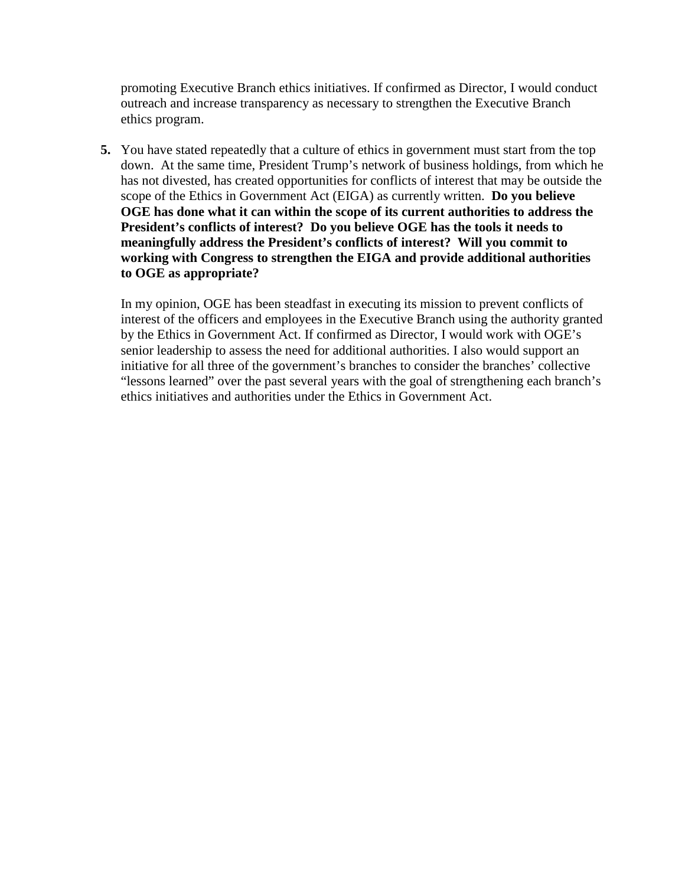promoting Executive Branch ethics initiatives. If confirmed as Director, I would conduct outreach and increase transparency as necessary to strengthen the Executive Branch ethics program.

5. You have stated repeatedly that a culture of ethics in government must start from the top down. At the same time, President Trump's network of business holdings, from which he has not divested, has created opportunities for conflicts of interest that may be outside the scope of the Ethics in Government Act (EIGA) as currently written. **Do you believe OGE has done what it can within the scope of its current authorities to address the President's conflicts of interest? Do you believe OGE has the tools it needs to meaningfully address the President's conflicts of interest? Will you commit to working with Congress to strengthen the EIGA and provide additional authorities to OGE as appropriate?**

   In my opinion, OGE has been steadfast in executing its mission to prevent conflicts of interest of the officers and employees in the Executive Branch using the authority granted by the Ethics in Government Act. If confirmed as Director, I would work with OGE's senior leadership to assess the need for additional authorities. I also would support an initiative for all three of the government's branches to consider the branches' collective "lessons learned" over the past several years with the goal of strengthening each branch's ethics initiatives and authorities under the Ethics in Government Act.